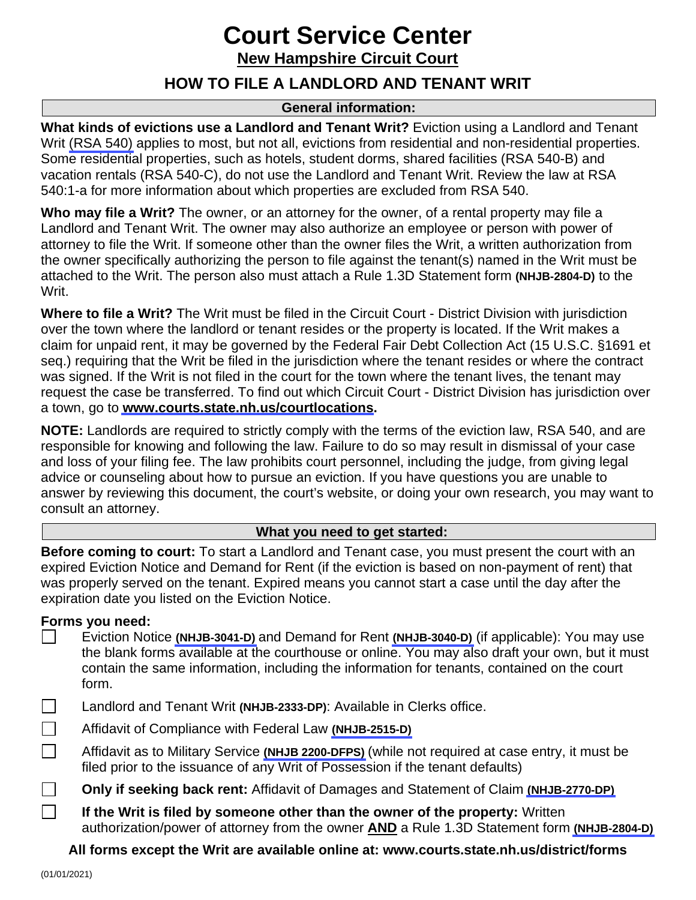# Court Service Center

## New Hampshire Circuit Court

## HOW TO FILE A LANDLORD AND TENANT WRIT

### General information:

**What kinds of evictions use a Landlord and Tenant Writ?** Eviction using a Landlord and Tenant Writ (RSA 540) applies to most, but not all, evictions from residential and non-residential properties. Some residential properties, such as hotels, student dorms, shared facilities (RSA 540-B) and vacation rentals (RSA 540-C), do not use the Landlord and Tenant Writ. Review the law at RSA 540:1-a for more information about which properties are excluded from RSA 540.

**Who may file a Writ?** The owner, or an attorney for the owner, of a rental property may file a Landlord and Tenant Writ. The owner may also authorize an employee or person with power of attorney to file the Writ. If someone other than the owner files the Writ, a written authorization from the owner specifically authorizing the person to file against the tenant(s) named in the Writ must be attached to the Writ. The person also must attach a Rule 1.3D Statement form **(NHJB-2804-D)** to the Writ.

**Where to file a Writ?** The Writ must be filed in the Circuit Court - District Division with jurisdiction over the town where the landlord or tenant resides or the property is located. If the Writ makes a claim for unpaid rent, it may be governed by the Federal Fair Debt Collection Act (15 U.S.C. §1691 et seq.) requiring that the Writ be filed in the jurisdiction where the tenant resides or where the contract was signed. If the Writ is not filed in the court for the town where the tenant lives, the tenant may request the case be transferred. To find out which Circuit Court - District Division has jurisdiction over a town, go to **www.courts.state.nh.us/courtlocations.**

**NOTE:** Landlords are required to strictly comply with the terms of the eviction law, RSA 540, and are responsible for knowing and following the law. Failure to do so may result in dismissal of your case and loss of your filing fee. The law prohibits court personnel, including the judge, from giving legal advice or counseling about how to pursue an eviction. If you have questions you are unable to answer by reviewing this document, the court's website, or doing your own research, you may want to consult an attorney.

### What you need to get started:

**Before coming to court:** To start a Landlord and Tenant case, you must present the court with an expired Eviction Notice and Demand for Rent (if the eviction is based on non-payment of rent) that was properly served on the tenant. Expired means you cannot start a case until the day after the expiration date you listed on the Eviction Notice.

**Forms you need:**

- [ ] Eviction Notice **(NHJB-3041-D)** and Demand for Rent **(NHJB-3040-D)** (if applicable): You may use the blank forms available at the courthouse or online. You may also draft your own, but it must contain the same information, including the information for tenants, contained on the court form.
- [ ] Landlord and Tenant Writ **(NHJB-2333-DP)**: Available in Clerks office.
- [ ] Affidavit of Compliance with Federal Law **(NHJB-2515-D)**
- [ ] Affidavit as to Military Service **(NHJB 2200-DFPS)** (while not required at case entry, it must be filed prior to the issuance of any Writ of Possession if the tenant defaults)
- [ ] **Only if seeking back rent:** Affidavit of Damages and Statement of Claim **(NHJB-2770-DP)**
- [ ] **If the Writ is filed by someone other than the owner of the property:** Written authorization/power of attorney from the owner **AND** a Rule 1.3D Statement form **(NHJB-2804-D)**

**All forms except the Writ are available online at: www.courts.state.nh.us/district/forms**

(01/01/2021)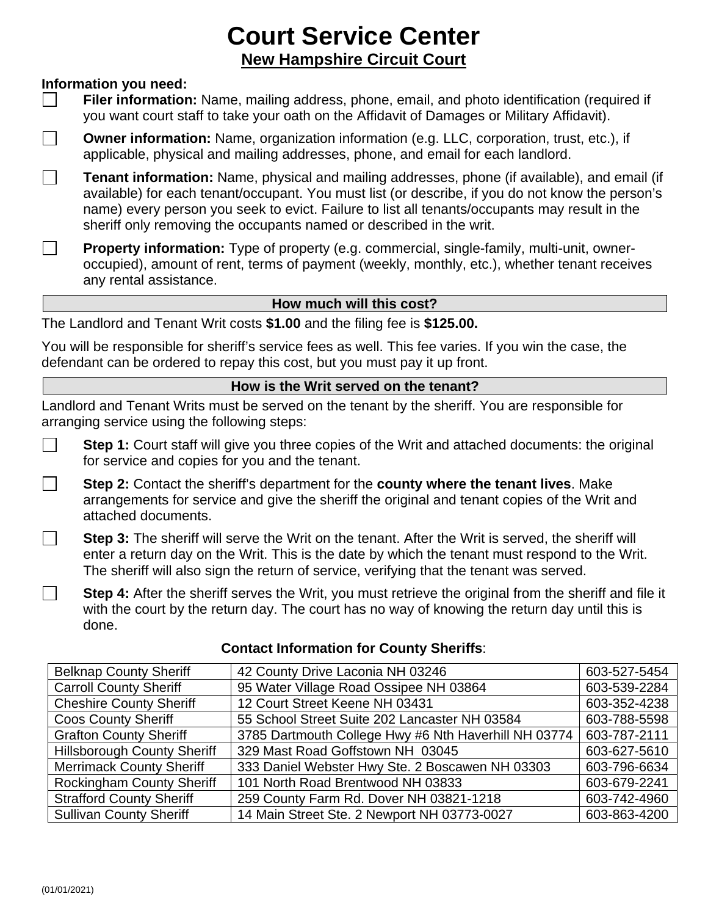# Court Service Center

## New Hampshire Circuit Court

**Information you need:**

- ☐ **Filer information:** Name, mailing address, phone, email, and photo identification (required if you want court staff to take your oath on the Affidavit of Damages or Military Affidavit).
- ☐ **Owner information:** Name, organization information (e.g. LLC, corporation, trust, etc.), if applicable, physical and mailing addresses, phone, and email for each landlord.
- ☐ **Tenant information:** Name, physical and mailing addresses, phone (if available), and email (if available) for each tenant/occupant. You must list (or describe, if you do not know the person's name) every person you seek to evict. Failure to list all tenants/occupants may result in the sheriff only removing the occupants named or described in the writ.
- ☐ **Property information:** Type of property (e.g. commercial, single-family, multi-unit, owner-occupied), amount of rent, terms of payment (weekly, monthly, etc.), whether tenant receives any rental assistance.

### How much will this cost?

The Landlord and Tenant Writ costs **$1.00** and the filing fee is **$125.00.**

You will be responsible for sheriff's service fees as well. This fee varies. If you win the case, the defendant can be ordered to repay this cost, but you must pay it up front.

### How is the Writ served on the tenant?

Landlord and Tenant Writs must be served on the tenant by the sheriff. You are responsible for arranging service using the following steps:

- ☐ **Step 1:** Court staff will give you three copies of the Writ and attached documents: the original for service and copies for you and the tenant.
- ☐ **Step 2:** Contact the sheriff's department for the **county where the tenant lives**. Make arrangements for service and give the sheriff the original and tenant copies of the Writ and attached documents.
- ☐ **Step 3:** The sheriff will serve the Writ on the tenant. After the Writ is served, the sheriff will enter a return day on the Writ. This is the date by which the tenant must respond to the Writ. The sheriff will also sign the return of service, verifying that the tenant was served.
- ☐ **Step 4:** After the sheriff serves the Writ, you must retrieve the original from the sheriff and file it with the court by the return day. The court has no way of knowing the return day until this is done.

**Contact Information for County Sheriffs**:

| | | |
|---|---|---|
| Belknap County Sheriff | 42 County Drive Laconia NH 03246 | 603-527-5454 |
| Carroll County Sheriff | 95 Water Village Road Ossipee NH 03864 | 603-539-2284 |
| Cheshire County Sheriff | 12 Court Street Keene NH 03431 | 603-352-4238 |
| Coos County Sheriff | 55 School Street Suite 202 Lancaster NH 03584 | 603-788-5598 |
| Grafton County Sheriff | 3785 Dartmouth College Hwy #6 Nth Haverhill NH 03774 | 603-787-2111 |
| Hillsborough County Sheriff | 329 Mast Road Goffstown NH 03045 | 603-627-5610 |
| Merrimack County Sheriff | 333 Daniel Webster Hwy Ste. 2 Boscawen NH 03303 | 603-796-6634 |
| Rockingham County Sheriff | 101 North Road Brentwood NH 03833 | 603-679-2241 |
| Strafford County Sheriff | 259 County Farm Rd. Dover NH 03821-1218 | 603-742-4960 |
| Sullivan County Sheriff | 14 Main Street Ste. 2 Newport NH 03773-0027 | 603-863-4200 |

(01/01/2021)